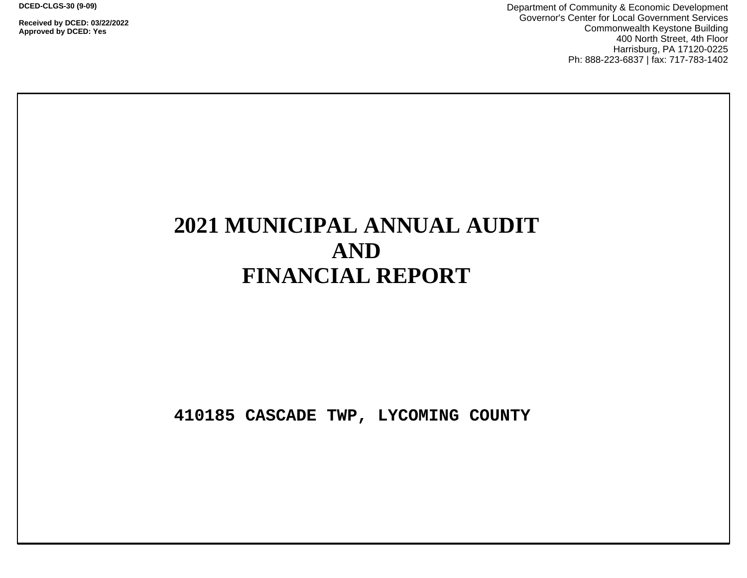DCED-CLGS-30 (9-09)

Received by DCED: 03/22/2022
Approved by DCED: Yes

Department of Community & Economic Development
Governor's Center for Local Government Services
Commonwealth Keystone Building
400 North Street, 4th Floor
Harrisburg, PA 17120-0225
Ph: 888-223-6837 | fax: 717-783-1402

# 2021 MUNICIPAL ANNUAL AUDIT AND FINANCIAL REPORT

**410185 CASCADE TWP, LYCOMING COUNTY**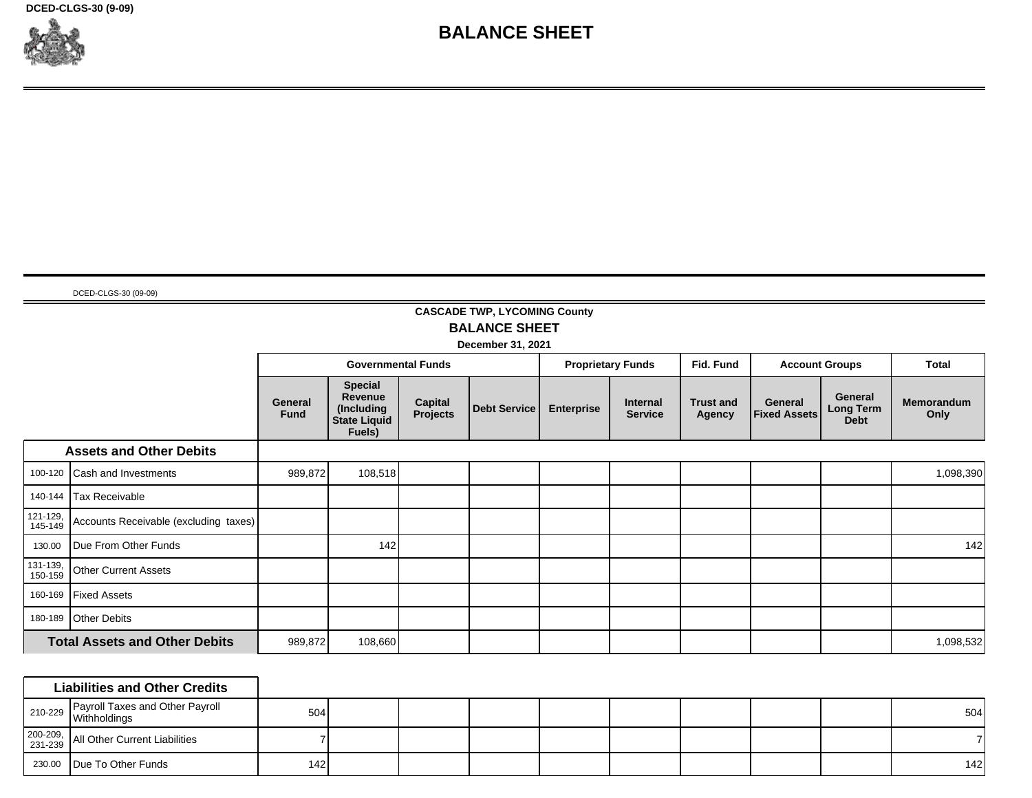DCED-CLGS-30 (9-09)

# BALANCE SHEET

DCED-CLGS-30 (09-09)

## CASCADE TWP, LYCOMING County

## BALANCE SHEET

**December 31, 2021**

| | | Governmental Funds | | | | Proprietary Funds | | Fid. Fund | Account Groups | | Total |
|---|---|---|---|---|---|---|---|---|---|---|---|
| | | General Fund | Special Revenue (Including State Liquid Fuels) | Capital Projects | Debt Service | Enterprise | Internal Service | Trust and Agency | General Fixed Assets | General Long Term Debt | Memorandum Only |
| **Assets and Other Debits** | | | | | | | | | | | |
| 100-120 | Cash and Investments | 989,872 | 108,518 | | | | | | | | 1,098,390 |
| 140-144 | Tax Receivable | | | | | | | | | | |
| 121-129, 145-149 | Accounts Receivable (excluding taxes) | | | | | | | | | | |
| 130.00 | Due From Other Funds | | 142 | | | | | | | | 142 |
| 131-139, 150-159 | Other Current Assets | | | | | | | | | | |
| 160-169 | Fixed Assets | | | | | | | | | | |
| 180-189 | Other Debits | | | | | | | | | | |
| **Total Assets and Other Debits** | | 989,872 | 108,660 | | | | | | | | 1,098,532 |

| | | General Fund | Special Revenue (Including State Liquid Fuels) | Capital Projects | Debt Service | Enterprise | Internal Service | Trust and Agency | General Fixed Assets | General Long Term Debt | Memorandum Only |
|---|---|---|---|---|---|---|---|---|---|---|---|
| **Liabilities and Other Credits** | | | | | | | | | | | |
| 210-229 | Payroll Taxes and Other Payroll Withholdings | 504 | | | | | | | | | 504 |
| 200-209, 231-239 | All Other Current Liabilities | 7 | | | | | | | | | 7 |
| 230.00 | Due To Other Funds | 142 | | | | | | | | | 142 |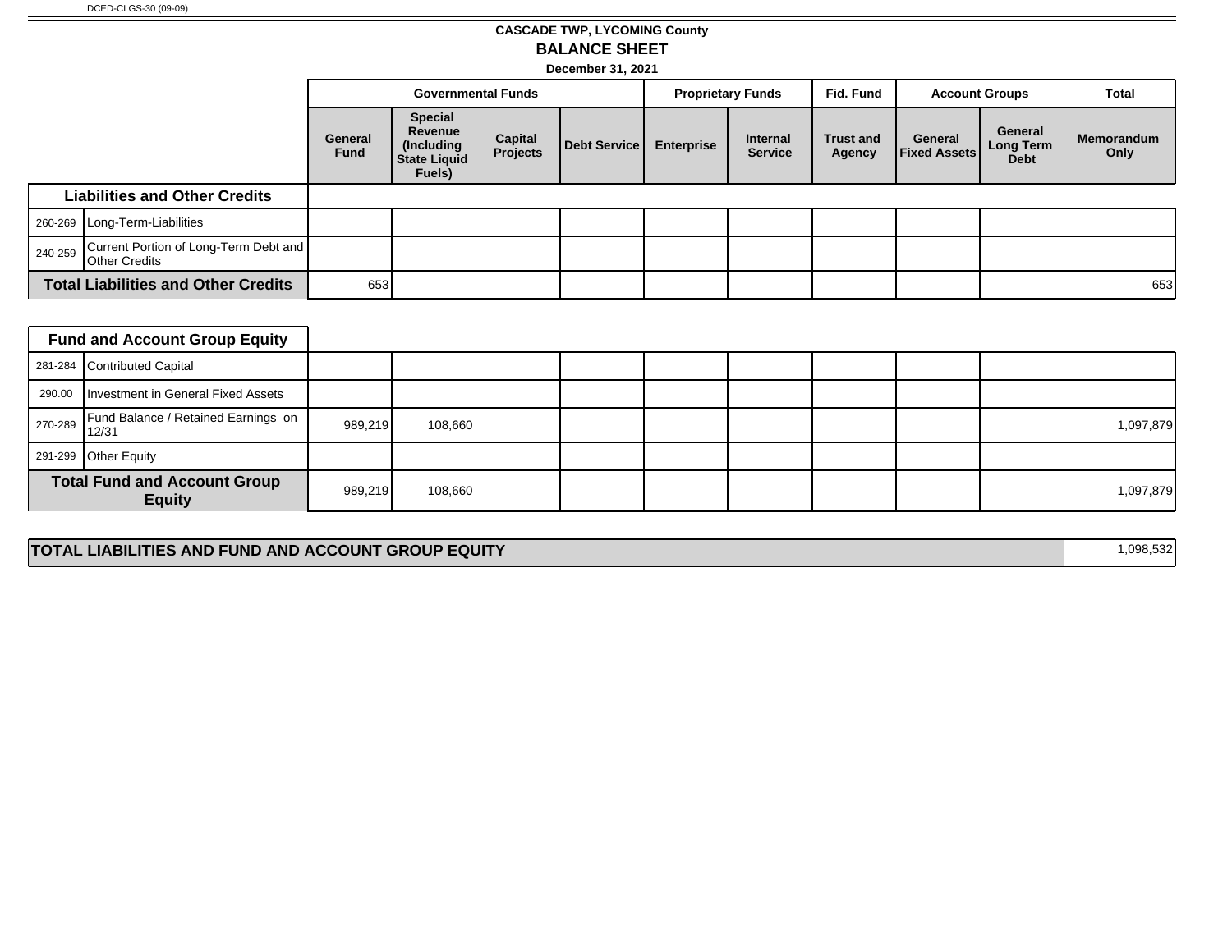DCED-CLGS-30 (09-09)

# CASCADE TWP, LYCOMING County

## BALANCE SHEET

**December 31, 2021**

| | | Governmental Funds | | | | Proprietary Funds | | Fid. Fund | Account Groups | | Total |
|---|---|---|---|---|---|---|---|---|---|---|---|
| | | General Fund | Special Revenue (Including State Liquid Fuels) | Capital Projects | Debt Service | Enterprise | Internal Service | Trust and Agency | General Fixed Assets | General Long Term Debt | Memorandum Only |
| **Liabilities and Other Credits** | | | | | | | | | | | |
| 260-269 | Long-Term-Liabilities | | | | | | | | | | |
| 240-259 | Current Portion of Long-Term Debt and Other Credits | | | | | | | | | | |
| **Total Liabilities and Other Credits** | | 653 | | | | | | | | | 653 |
| **Fund and Account Group Equity** | | | | | | | | | | | |
| 281-284 | Contributed Capital | | | | | | | | | | |
| 290.00 | Investment in General Fixed Assets | | | | | | | | | | |
| 270-289 | Fund Balance / Retained Earnings on 12/31 | 989,219 | 108,660 | | | | | | | | 1,097,879 |
| 291-299 | Other Equity | | | | | | | | | | |
| **Total Fund and Account Group Equity** | | 989,219 | 108,660 | | | | | | | | 1,097,879 |
| **TOTAL LIABILITIES AND FUND AND ACCOUNT GROUP EQUITY** | | | | | | | | | | | 1,098,532 |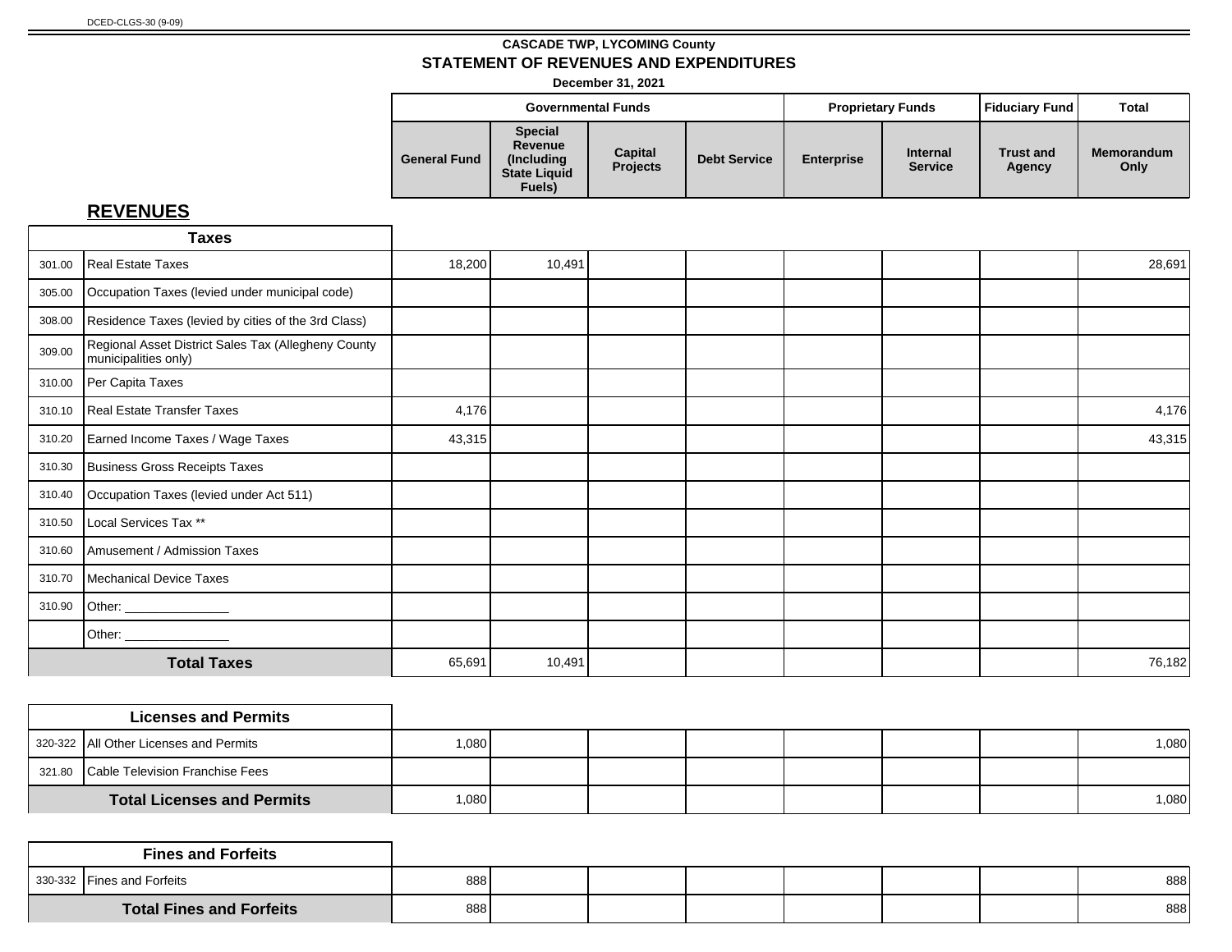DCED-CLGS-30 (9-09)

**CASCADE TWP, LYCOMING County**

**STATEMENT OF REVENUES AND EXPENDITURES**

**December 31, 2021**

## REVENUES

| | | Governmental Funds | | | | Proprietary Funds | | Fiduciary Fund | Total |
|---|---|---|---|---|---|---|---|---|---|
| | | General Fund | Special Revenue (Including State Liquid Fuels) | Capital Projects | Debt Service | Enterprise | Internal Service | Trust and Agency | Memorandum Only |
| | **Taxes** | | | | | | | | |
| 301.00 | Real Estate Taxes | 18,200 | 10,491 | | | | | | 28,691 |
| 305.00 | Occupation Taxes (levied under municipal code) | | | | | | | | |
| 308.00 | Residence Taxes (levied by cities of the 3rd Class) | | | | | | | | |
| 309.00 | Regional Asset District Sales Tax (Allegheny County municipalities only) | | | | | | | | |
| 310.00 | Per Capita Taxes | | | | | | | | |
| 310.10 | Real Estate Transfer Taxes | 4,176 | | | | | | | 4,176 |
| 310.20 | Earned Income Taxes / Wage Taxes | 43,315 | | | | | | | 43,315 |
| 310.30 | Business Gross Receipts Taxes | | | | | | | | |
| 310.40 | Occupation Taxes (levied under Act 511) | | | | | | | | |
| 310.50 | Local Services Tax ** | | | | | | | | |
| 310.60 | Amusement / Admission Taxes | | | | | | | | |
| 310.70 | Mechanical Device Taxes | | | | | | | | |
| 310.90 | Other: _______________ | | | | | | | | |
| | Other: _______________ | | | | | | | | |
| | **Total Taxes** | 65,691 | 10,491 | | | | | | 76,182 |
| | **Licenses and Permits** | | | | | | | | |
| 320-322 | All Other Licenses and Permits | 1,080 | | | | | | | 1,080 |
| 321.80 | Cable Television Franchise Fees | | | | | | | | |
| | **Total Licenses and Permits** | 1,080 | | | | | | | 1,080 |
| | **Fines and Forfeits** | | | | | | | | |
| 330-332 | Fines and Forfeits | 888 | | | | | | | 888 |
| | **Total Fines and Forfeits** | 888 | | | | | | | 888 |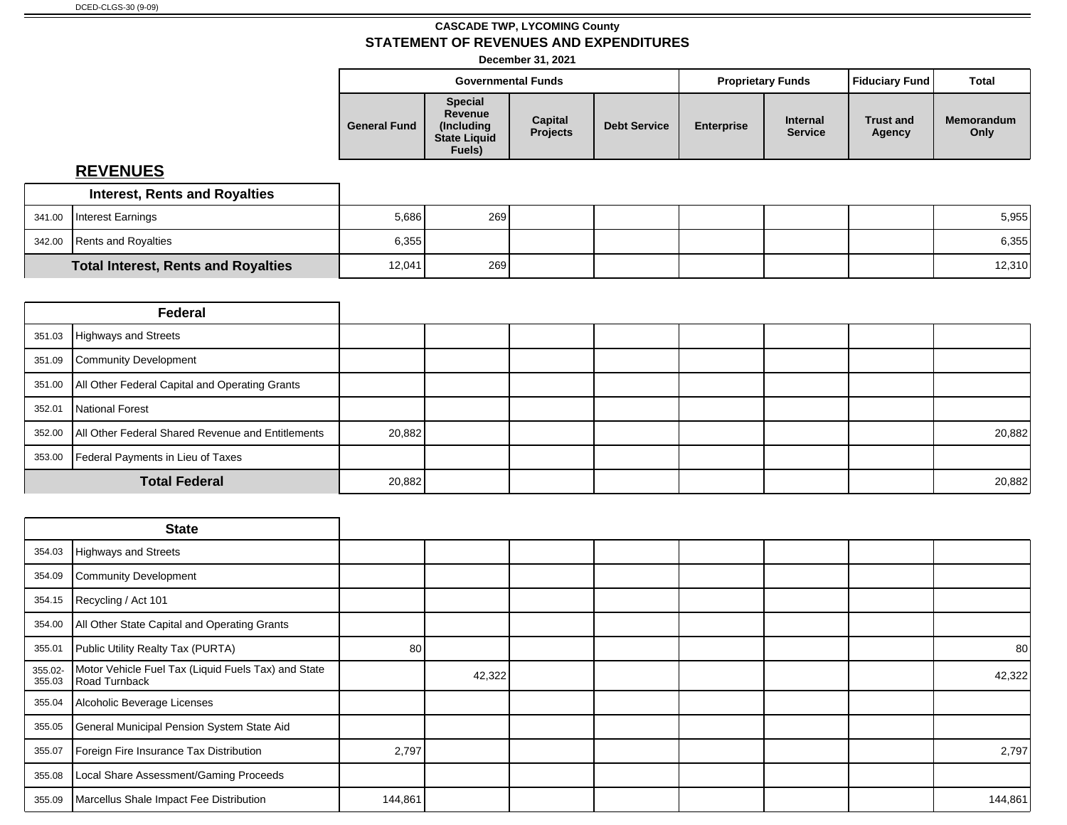DCED-CLGS-30 (9-09)

**CASCADE TWP, LYCOMING County**

## STATEMENT OF REVENUES AND EXPENDITURES

**December 31, 2021**

## REVENUES

| | | Governmental Funds | | | | Proprietary Funds | | Fiduciary Fund | Total |
|---|---|---|---|---|---|---|---|---|---|
| | | General Fund | Special Revenue (Including State Liquid Fuels) | Capital Projects | Debt Service | Enterprise | Internal Service | Trust and Agency | Memorandum Only |
| | **Interest, Rents and Royalties** | | | | | | | | |
| 341.00 | Interest Earnings | 5,686 | 269 | | | | | | 5,955 |
| 342.00 | Rents and Royalties | 6,355 | | | | | | | 6,355 |
| | **Total Interest, Rents and Royalties** | 12,041 | 269 | | | | | | 12,310 |
| | **Federal** | | | | | | | | |
| 351.03 | Highways and Streets | | | | | | | | |
| 351.09 | Community Development | | | | | | | | |
| 351.00 | All Other Federal Capital and Operating Grants | | | | | | | | |
| 352.01 | National Forest | | | | | | | | |
| 352.00 | All Other Federal Shared Revenue and Entitlements | 20,882 | | | | | | | 20,882 |
| 353.00 | Federal Payments in Lieu of Taxes | | | | | | | | |
| | **Total Federal** | 20,882 | | | | | | | 20,882 |
| | **State** | | | | | | | | |
| 354.03 | Highways and Streets | | | | | | | | |
| 354.09 | Community Development | | | | | | | | |
| 354.15 | Recycling / Act 101 | | | | | | | | |
| 354.00 | All Other State Capital and Operating Grants | | | | | | | | |
| 355.01 | Public Utility Realty Tax (PURTA) | 80 | | | | | | | 80 |
| 355.02-355.03 | Motor Vehicle Fuel Tax (Liquid Fuels Tax) and State Road Turnback | | 42,322 | | | | | | 42,322 |
| 355.04 | Alcoholic Beverage Licenses | | | | | | | | |
| 355.05 | General Municipal Pension System State Aid | | | | | | | | |
| 355.07 | Foreign Fire Insurance Tax Distribution | 2,797 | | | | | | | 2,797 |
| 355.08 | Local Share Assessment/Gaming Proceeds | | | | | | | | |
| 355.09 | Marcellus Shale Impact Fee Distribution | 144,861 | | | | | | | 144,861 |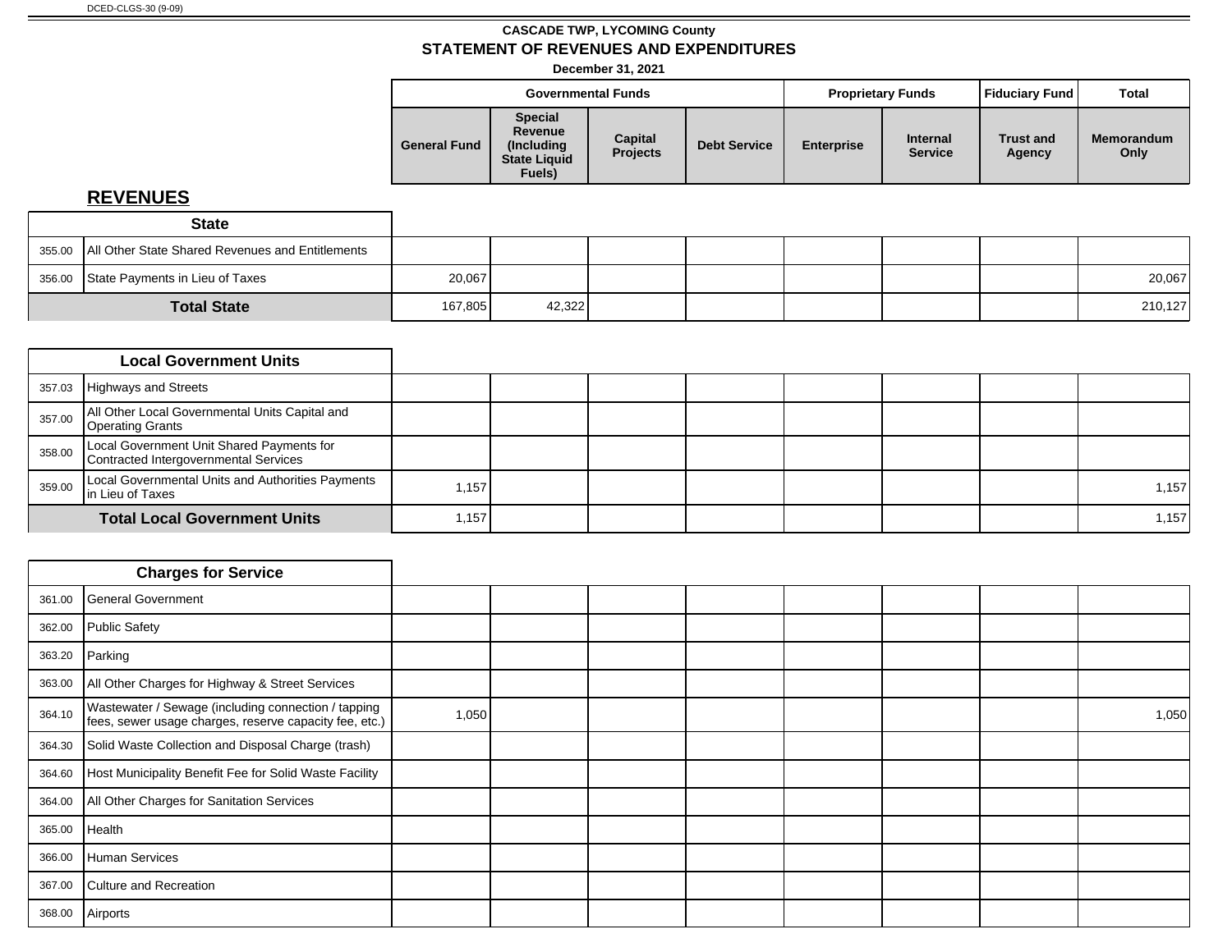DCED-CLGS-30 (9-09)

**CASCADE TWP, LYCOMING County**

# STATEMENT OF REVENUES AND EXPENDITURES

**December 31, 2021**

## REVENUES

| | | Governmental Funds | | | | Proprietary Funds | | Fiduciary Fund | Total |
|---|---|---|---|---|---|---|---|---|---|
| | | General Fund | Special Revenue (Including State Liquid Fuels) | Capital Projects | Debt Service | Enterprise | Internal Service | Trust and Agency | Memorandum Only |
| | **State** | | | | | | | | |
| 355.00 | All Other State Shared Revenues and Entitlements | | | | | | | | |
| 356.00 | State Payments in Lieu of Taxes | 20,067 | | | | | | | 20,067 |
| | **Total State** | 167,805 | 42,322 | | | | | | 210,127 |
| | **Local Government Units** | | | | | | | | |
| 357.03 | Highways and Streets | | | | | | | | |
| 357.00 | All Other Local Governmental Units Capital and Operating Grants | | | | | | | | |
| 358.00 | Local Government Unit Shared Payments for Contracted Intergovernmental Services | | | | | | | | |
| 359.00 | Local Governmental Units and Authorities Payments in Lieu of Taxes | 1,157 | | | | | | | 1,157 |
| | **Total Local Government Units** | 1,157 | | | | | | | 1,157 |
| | **Charges for Service** | | | | | | | | |
| 361.00 | General Government | | | | | | | | |
| 362.00 | Public Safety | | | | | | | | |
| 363.20 | Parking | | | | | | | | |
| 363.00 | All Other Charges for Highway & Street Services | | | | | | | | |
| 364.10 | Wastewater / Sewage (including connection / tapping fees, sewer usage charges, reserve capacity fee, etc.) | 1,050 | | | | | | | 1,050 |
| 364.30 | Solid Waste Collection and Disposal Charge (trash) | | | | | | | | |
| 364.60 | Host Municipality Benefit Fee for Solid Waste Facility | | | | | | | | |
| 364.00 | All Other Charges for Sanitation Services | | | | | | | | |
| 365.00 | Health | | | | | | | | |
| 366.00 | Human Services | | | | | | | | |
| 367.00 | Culture and Recreation | | | | | | | | |
| 368.00 | Airports | | | | | | | | |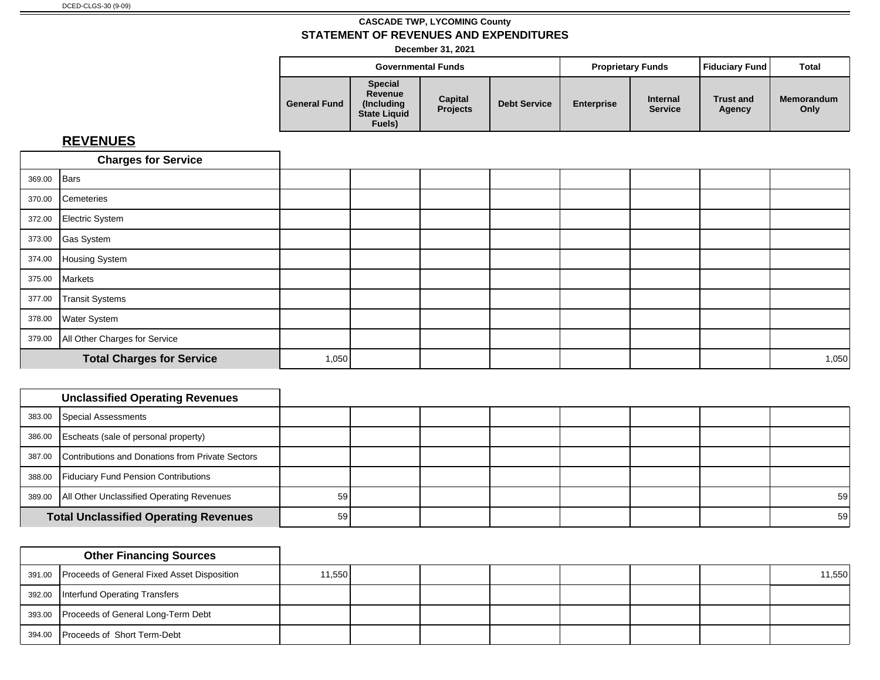DCED-CLGS-30 (9-09)

**CASCADE TWP, LYCOMING County**

**STATEMENT OF REVENUES AND EXPENDITURES**

**December 31, 2021**

## REVENUES

| | | Governmental Funds | | | | Proprietary Funds | | Fiduciary Fund | Total |
|---|---|---|---|---|---|---|---|---|---|
| | | General Fund | Special Revenue (Including State Liquid Fuels) | Capital Projects | Debt Service | Enterprise | Internal Service | Trust and Agency | Memorandum Only |
| | **Charges for Service** | | | | | | | | |
| 369.00 | Bars | | | | | | | | |
| 370.00 | Cemeteries | | | | | | | | |
| 372.00 | Electric System | | | | | | | | |
| 373.00 | Gas System | | | | | | | | |
| 374.00 | Housing System | | | | | | | | |
| 375.00 | Markets | | | | | | | | |
| 377.00 | Transit Systems | | | | | | | | |
| 378.00 | Water System | | | | | | | | |
| 379.00 | All Other Charges for Service | | | | | | | | |
| | **Total Charges for Service** | 1,050 | | | | | | | 1,050 |
| | **Unclassified Operating Revenues** | | | | | | | | |
| 383.00 | Special Assessments | | | | | | | | |
| 386.00 | Escheats (sale of personal property) | | | | | | | | |
| 387.00 | Contributions and Donations from Private Sectors | | | | | | | | |
| 388.00 | Fiduciary Fund Pension Contributions | | | | | | | | |
| 389.00 | All Other Unclassified Operating Revenues | 59 | | | | | | | 59 |
| | **Total Unclassified Operating Revenues** | 59 | | | | | | | 59 |
| | **Other Financing Sources** | | | | | | | | |
| 391.00 | Proceeds of General Fixed Asset Disposition | 11,550 | | | | | | | 11,550 |
| 392.00 | Interfund Operating Transfers | | | | | | | | |
| 393.00 | Proceeds of General Long-Term Debt | | | | | | | | |
| 394.00 | Proceeds of Short Term-Debt | | | | | | | | |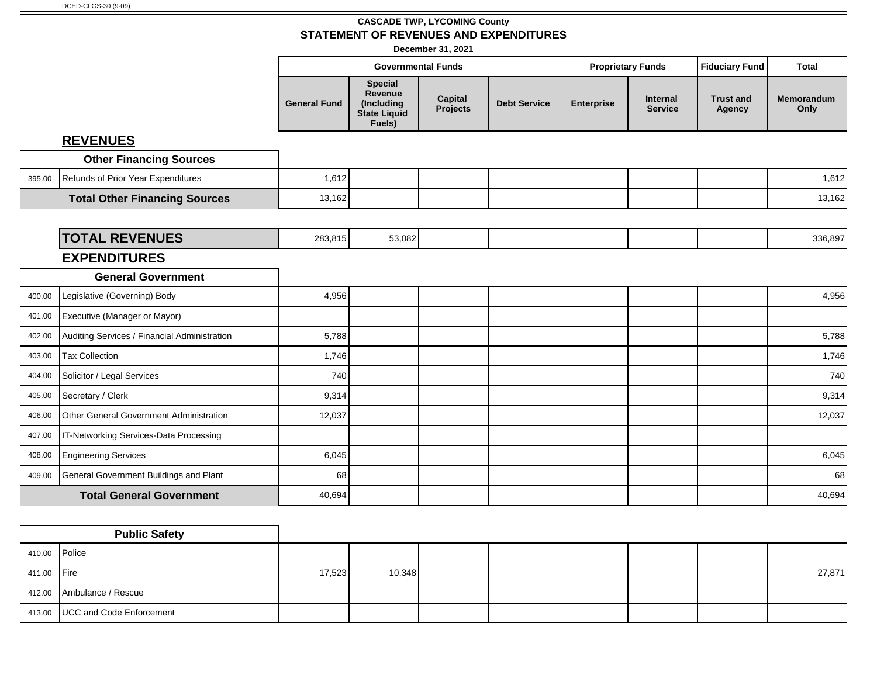DCED-CLGS-30 (9-09)

**CASCADE TWP, LYCOMING County**

## STATEMENT OF REVENUES AND EXPENDITURES

**December 31, 2021**

| | | Governmental Funds | | | | Proprietary Funds | | Fiduciary Fund | Total |
|---|---|---|---|---|---|---|---|---|---|
| | | General Fund | Special Revenue (Including State Liquid Fuels) | Capital Projects | Debt Service | Enterprise | Internal Service | Trust and Agency | Memorandum Only |
| **REVENUES** | | | | | | | | | |
| | **Other Financing Sources** | | | | | | | | |
| 395.00 | Refunds of Prior Year Expenditures | 1,612 | | | | | | | 1,612 |
| | **Total Other Financing Sources** | 13,162 | | | | | | | 13,162 |
| | **TOTAL REVENUES** | 283,815 | 53,082 | | | | | | 336,897 |
| **EXPENDITURES** | | | | | | | | | |
| | **General Government** | | | | | | | | |
| 400.00 | Legislative (Governing) Body | 4,956 | | | | | | | 4,956 |
| 401.00 | Executive (Manager or Mayor) | | | | | | | | |
| 402.00 | Auditing Services / Financial Administration | 5,788 | | | | | | | 5,788 |
| 403.00 | Tax Collection | 1,746 | | | | | | | 1,746 |
| 404.00 | Solicitor / Legal Services | 740 | | | | | | | 740 |
| 405.00 | Secretary / Clerk | 9,314 | | | | | | | 9,314 |
| 406.00 | Other General Government Administration | 12,037 | | | | | | | 12,037 |
| 407.00 | IT-Networking Services-Data Processing | | | | | | | | |
| 408.00 | Engineering Services | 6,045 | | | | | | | 6,045 |
| 409.00 | General Government Buildings and Plant | 68 | | | | | | | 68 |
| | **Total General Government** | 40,694 | | | | | | | 40,694 |
| | **Public Safety** | | | | | | | | |
| 410.00 | Police | | | | | | | | |
| 411.00 | Fire | 17,523 | 10,348 | | | | | | 27,871 |
| 412.00 | Ambulance / Rescue | | | | | | | | |
| 413.00 | UCC and Code Enforcement | | | | | | | | |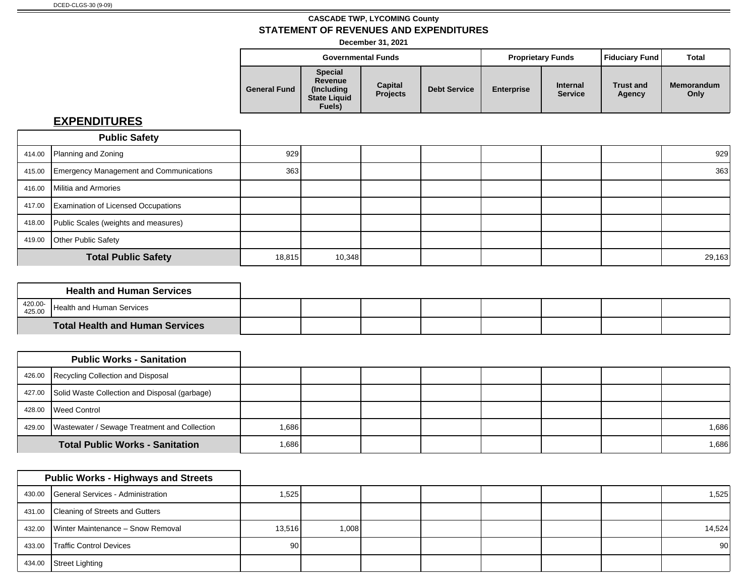DCED-CLGS-30 (9-09)

**CASCADE TWP, LYCOMING County**

**STATEMENT OF REVENUES AND EXPENDITURES**

**December 31, 2021**

## EXPENDITURES

| | | Governmental Funds | | | | Proprietary Funds | | Fiduciary Fund | Total |
|---|---|---|---|---|---|---|---|---|---|
| | | General Fund | Special Revenue (Including State Liquid Fuels) | Capital Projects | Debt Service | Enterprise | Internal Service | Trust and Agency | Memorandum Only |
| | **Public Safety** | | | | | | | | |
| 414.00 | Planning and Zoning | 929 | | | | | | | 929 |
| 415.00 | Emergency Management and Communications | 363 | | | | | | | 363 |
| 416.00 | Militia and Armories | | | | | | | | |
| 417.00 | Examination of Licensed Occupations | | | | | | | | |
| 418.00 | Public Scales (weights and measures) | | | | | | | | |
| 419.00 | Other Public Safety | | | | | | | | |
| | **Total Public Safety** | 18,815 | 10,348 | | | | | | 29,163 |
| | **Health and Human Services** | | | | | | | | |
| 420.00-425.00 | Health and Human Services | | | | | | | | |
| | **Total Health and Human Services** | | | | | | | | |
| | **Public Works - Sanitation** | | | | | | | | |
| 426.00 | Recycling Collection and Disposal | | | | | | | | |
| 427.00 | Solid Waste Collection and Disposal (garbage) | | | | | | | | |
| 428.00 | Weed Control | | | | | | | | |
| 429.00 | Wastewater / Sewage Treatment and Collection | 1,686 | | | | | | | 1,686 |
| | **Total Public Works - Sanitation** | 1,686 | | | | | | | 1,686 |
| | **Public Works - Highways and Streets** | | | | | | | | |
| 430.00 | General Services - Administration | 1,525 | | | | | | | 1,525 |
| 431.00 | Cleaning of Streets and Gutters | | | | | | | | |
| 432.00 | Winter Maintenance – Snow Removal | 13,516 | 1,008 | | | | | | 14,524 |
| 433.00 | Traffic Control Devices | 90 | | | | | | | 90 |
| 434.00 | Street Lighting | | | | | | | | |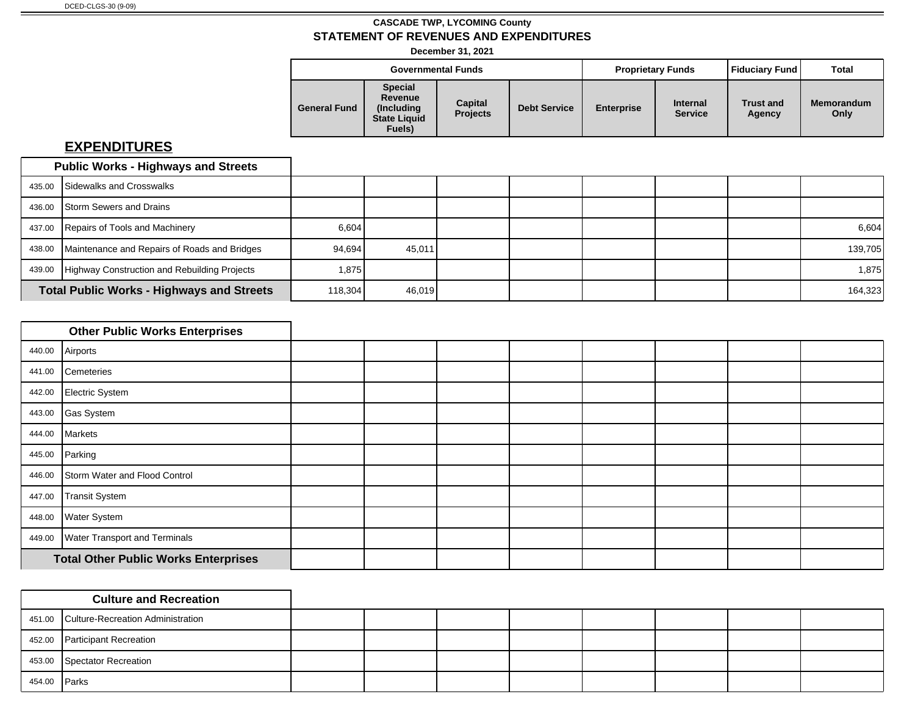DCED-CLGS-30 (9-09)

**CASCADE TWP, LYCOMING County**

**STATEMENT OF REVENUES AND EXPENDITURES**

**December 31, 2021**

## EXPENDITURES

| | | Governmental Funds | | | | Proprietary Funds | | Fiduciary Fund | Total |
|---|---|---|---|---|---|---|---|---|---|
| | | General Fund | Special Revenue (Including State Liquid Fuels) | Capital Projects | Debt Service | Enterprise | Internal Service | Trust and Agency | Memorandum Only |
| **Public Works - Highways and Streets** | | | | | | | | | |
| 435.00 | Sidewalks and Crosswalks | | | | | | | | |
| 436.00 | Storm Sewers and Drains | | | | | | | | |
| 437.00 | Repairs of Tools and Machinery | 6,604 | | | | | | | 6,604 |
| 438.00 | Maintenance and Repairs of Roads and Bridges | 94,694 | 45,011 | | | | | | 139,705 |
| 439.00 | Highway Construction and Rebuilding Projects | 1,875 | | | | | | | 1,875 |
| **Total Public Works - Highways and Streets** | | 118,304 | 46,019 | | | | | | 164,323 |
| **Other Public Works Enterprises** | | | | | | | | | |
| 440.00 | Airports | | | | | | | | |
| 441.00 | Cemeteries | | | | | | | | |
| 442.00 | Electric System | | | | | | | | |
| 443.00 | Gas System | | | | | | | | |
| 444.00 | Markets | | | | | | | | |
| 445.00 | Parking | | | | | | | | |
| 446.00 | Storm Water and Flood Control | | | | | | | | |
| 447.00 | Transit System | | | | | | | | |
| 448.00 | Water System | | | | | | | | |
| 449.00 | Water Transport and Terminals | | | | | | | | |
| **Total Other Public Works Enterprises** | | | | | | | | | |
| **Culture and Recreation** | | | | | | | | | |
| 451.00 | Culture-Recreation Administration | | | | | | | | |
| 452.00 | Participant Recreation | | | | | | | | |
| 453.00 | Spectator Recreation | | | | | | | | |
| 454.00 | Parks | | | | | | | | |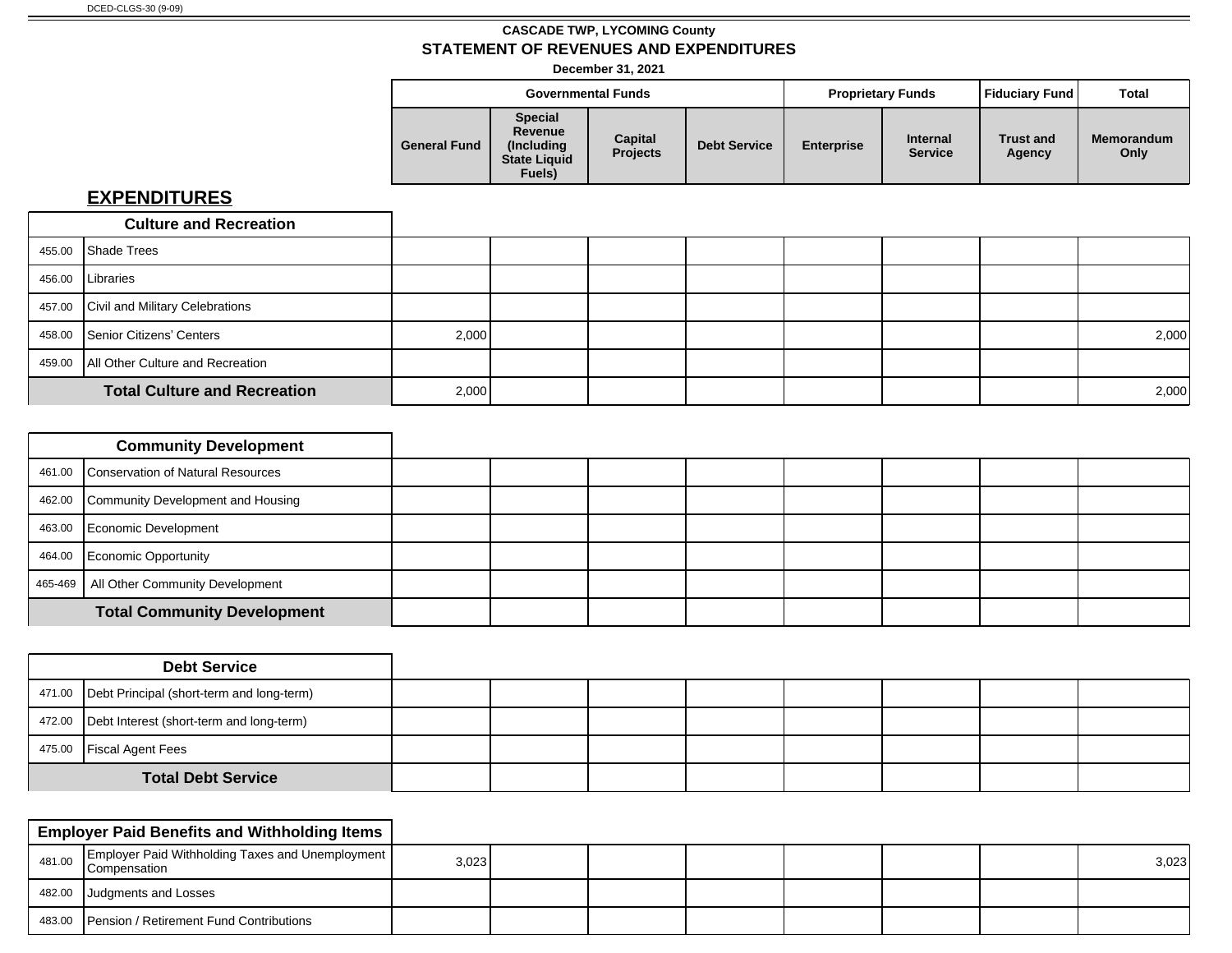DCED-CLGS-30 (9-09)

**CASCADE TWP, LYCOMING County**

**STATEMENT OF REVENUES AND EXPENDITURES**

**December 31, 2021**

## EXPENDITURES

| | | Governmental Funds | | | | Proprietary Funds | | Fiduciary Fund | Total |
|---|---|---|---|---|---|---|---|---|---|
| | | General Fund | Special Revenue (Including State Liquid Fuels) | Capital Projects | Debt Service | Enterprise | Internal Service | Trust and Agency | Memorandum Only |
| | **Culture and Recreation** | | | | | | | | |
| 455.00 | Shade Trees | | | | | | | | |
| 456.00 | Libraries | | | | | | | | |
| 457.00 | Civil and Military Celebrations | | | | | | | | |
| 458.00 | Senior Citizens' Centers | 2,000 | | | | | | | 2,000 |
| 459.00 | All Other Culture and Recreation | | | | | | | | |
| | **Total Culture and Recreation** | 2,000 | | | | | | | 2,000 |
| | **Community Development** | | | | | | | | |
| 461.00 | Conservation of Natural Resources | | | | | | | | |
| 462.00 | Community Development and Housing | | | | | | | | |
| 463.00 | Economic Development | | | | | | | | |
| 464.00 | Economic Opportunity | | | | | | | | |
| 465-469 | All Other Community Development | | | | | | | | |
| | **Total Community Development** | | | | | | | | |
| | **Debt Service** | | | | | | | | |
| 471.00 | Debt Principal (short-term and long-term) | | | | | | | | |
| 472.00 | Debt Interest (short-term and long-term) | | | | | | | | |
| 475.00 | Fiscal Agent Fees | | | | | | | | |
| | **Total Debt Service** | | | | | | | | |
| | **Employer Paid Benefits and Withholding Items** | | | | | | | | |
| 481.00 | Employer Paid Withholding Taxes and Unemployment Compensation | 3,023 | | | | | | | 3,023 |
| 482.00 | Judgments and Losses | | | | | | | | |
| 483.00 | Pension / Retirement Fund Contributions | | | | | | | | |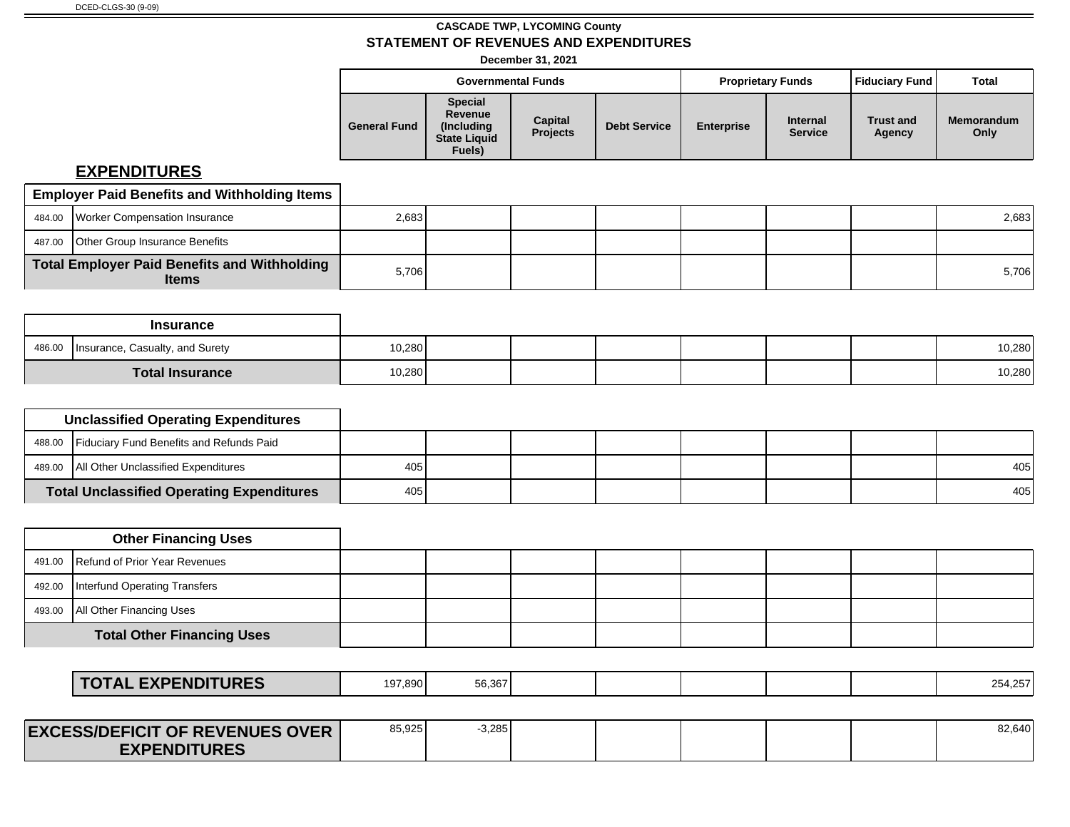DCED-CLGS-30 (9-09)

**CASCADE TWP, LYCOMING County**

**STATEMENT OF REVENUES AND EXPENDITURES**

**December 31, 2021**

| | | Governmental Funds | | | | Proprietary Funds | | Fiduciary Fund | Total |
|---|---|---|---|---|---|---|---|---|---|
| | | General Fund | Special Revenue (Including State Liquid Fuels) | Capital Projects | Debt Service | Enterprise | Internal Service | Trust and Agency | Memorandum Only |
| **EXPENDITURES** | | | | | | | | | |
| **Employer Paid Benefits and Withholding Items** | | | | | | | | | |
| 484.00 | Worker Compensation Insurance | 2,683 | | | | | | | 2,683 |
| 487.00 | Other Group Insurance Benefits | | | | | | | | |
| **Total Employer Paid Benefits and Withholding Items** | | 5,706 | | | | | | | 5,706 |
| **Insurance** | | | | | | | | | |
| 486.00 | Insurance, Casualty, and Surety | 10,280 | | | | | | | 10,280 |
| **Total Insurance** | | 10,280 | | | | | | | 10,280 |
| **Unclassified Operating Expenditures** | | | | | | | | | |
| 488.00 | Fiduciary Fund Benefits and Refunds Paid | | | | | | | | |
| 489.00 | All Other Unclassified Expenditures | 405 | | | | | | | 405 |
| **Total Unclassified Operating Expenditures** | | 405 | | | | | | | 405 |
| **Other Financing Uses** | | | | | | | | | |
| 491.00 | Refund of Prior Year Revenues | | | | | | | | |
| 492.00 | Interfund Operating Transfers | | | | | | | | |
| 493.00 | All Other Financing Uses | | | | | | | | |
| **Total Other Financing Uses** | | | | | | | | | |
| **TOTAL EXPENDITURES** | | 197,890 | 56,367 | | | | | | 254,257 |
| **EXCESS/DEFICIT OF REVENUES OVER EXPENDITURES** | | 85,925 | -3,285 | | | | | | 82,640 |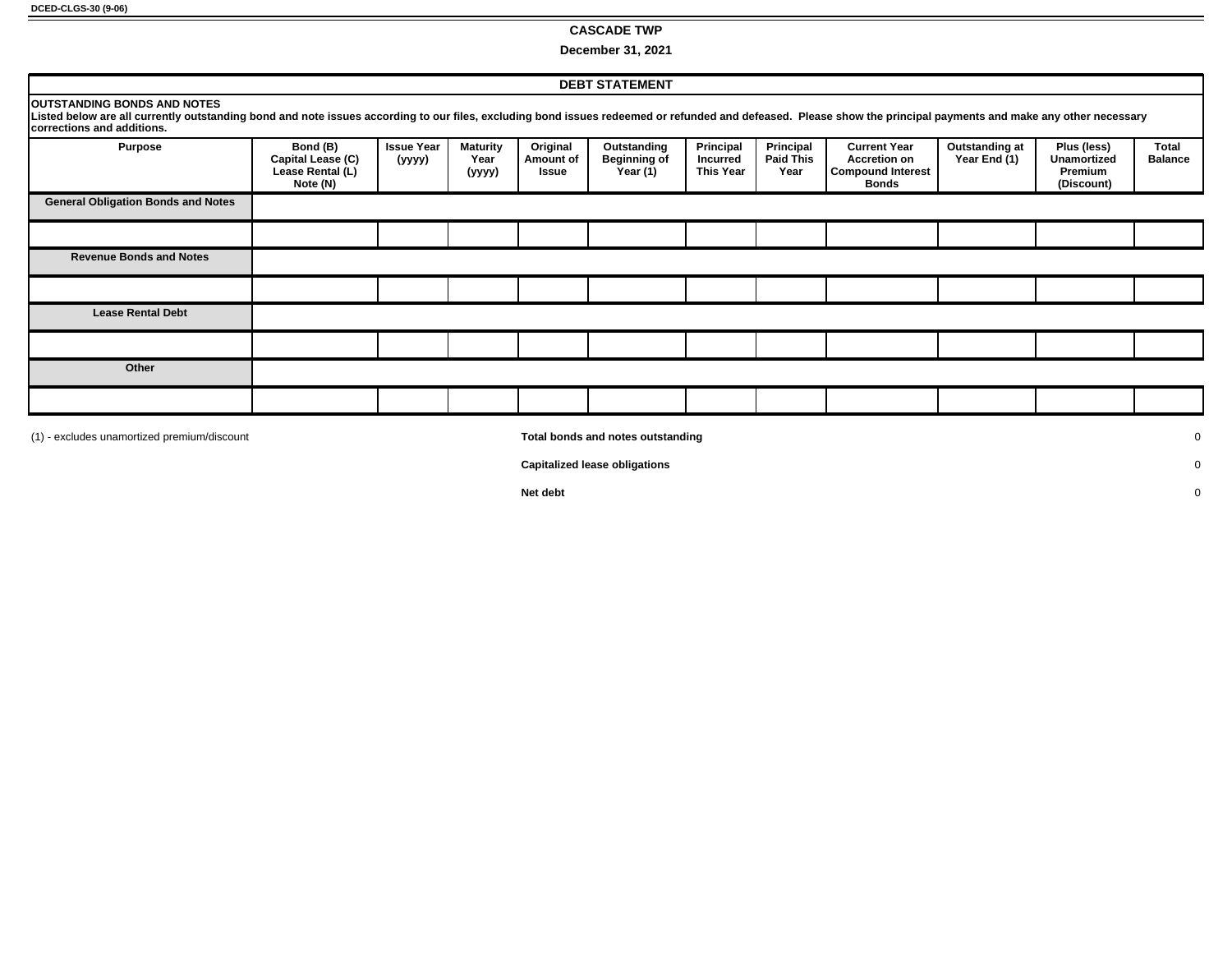DCED-CLGS-30 (9-06)

# CASCADE TWP

**December 31, 2021**

## DEBT STATEMENT

**OUTSTANDING BONDS AND NOTES**

**Listed below are all currently outstanding bond and note issues according to our files, excluding bond issues redeemed or refunded and defeased. Please show the principal payments and make any other necessary corrections and additions.**

| Purpose | Bond (B) Capital Lease (C) Lease Rental (L) Note (N) | Issue Year (yyyy) | Maturity Year (yyyy) | Original Amount of Issue | Outstanding Beginning of Year (1) | Principal Incurred This Year | Principal Paid This Year | Current Year Accretion on Compound Interest Bonds | Outstanding at Year End (1) | Plus (less) Unamortized Premium (Discount) | Total Balance |
|---|---|---|---|---|---|---|---|---|---|---|---|
| **General Obligation Bonds and Notes** | | | | | | | | | | | |
| | | | | | | | | | | | |
| **Revenue Bonds and Notes** | | | | | | | | | | | |
| | | | | | | | | | | | |
| **Lease Rental Debt** | | | | | | | | | | | |
| | | | | | | | | | | | |
| **Other** | | | | | | | | | | | |
| | | | | | | | | | | | |

(1) - excludes unamortized premium/discount

| | |
|---|---|
| **Total bonds and notes outstanding** | 0 |
| **Capitalized lease obligations** | 0 |
| **Net debt** | 0 |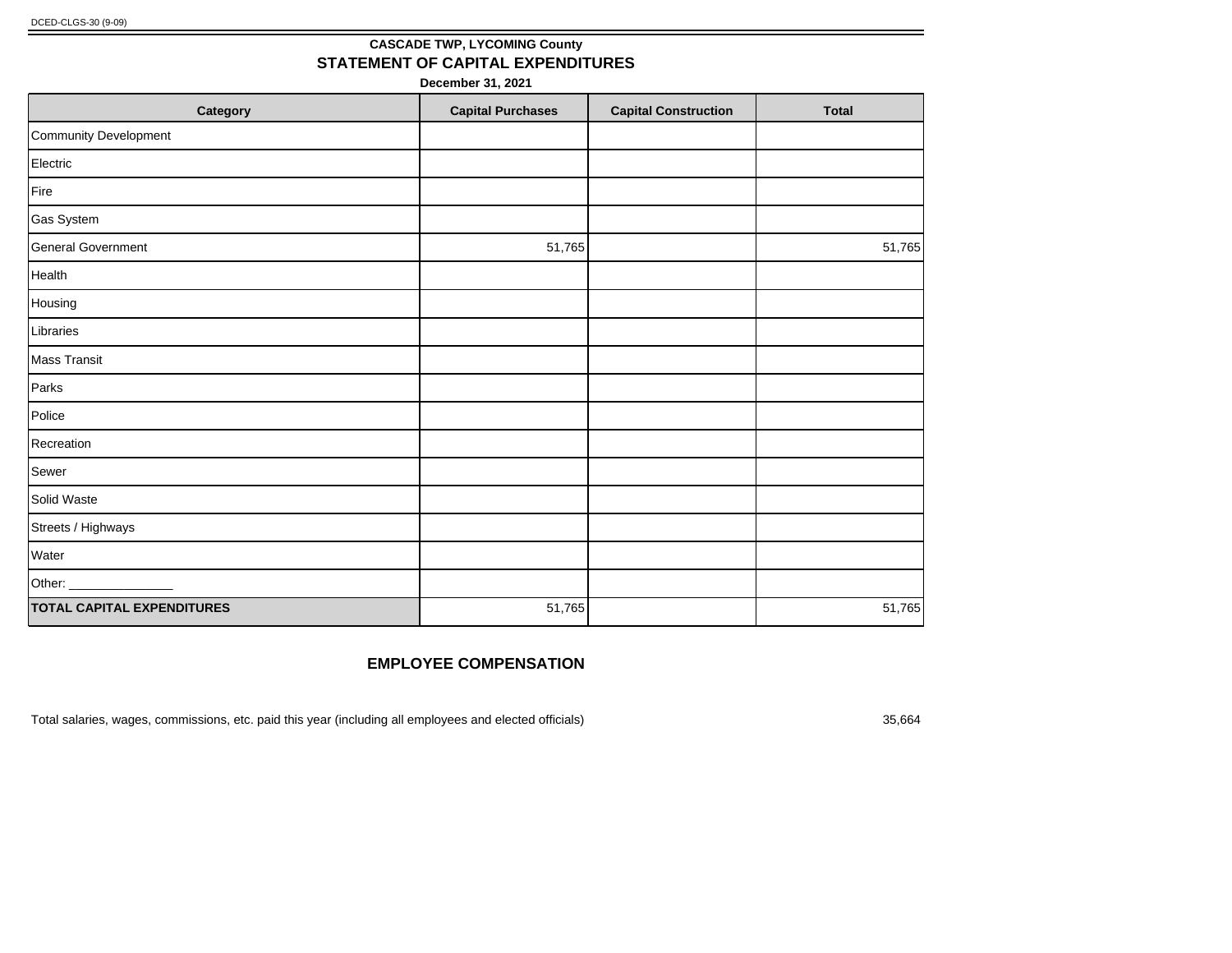DCED-CLGS-30 (9-09)

## CASCADE TWP, LYCOMING County

# STATEMENT OF CAPITAL EXPENDITURES

**December 31, 2021**

| Category | Capital Purchases | Capital Construction | Total |
|---|---|---|---|
| Community Development | | | |
| Electric | | | |
| Fire | | | |
| Gas System | | | |
| General Government | 51,765 | | 51,765 |
| Health | | | |
| Housing | | | |
| Libraries | | | |
| Mass Transit | | | |
| Parks | | | |
| Police | | | |
| Recreation | | | |
| Sewer | | | |
| Solid Waste | | | |
| Streets / Highways | | | |
| Water | | | |
| Other: _______________ | | | |
| **TOTAL CAPITAL EXPENDITURES** | 51,765 | | 51,765 |

## EMPLOYEE COMPENSATION

Total salaries, wages, commissions, etc. paid this year (including all employees and elected officials) 35,664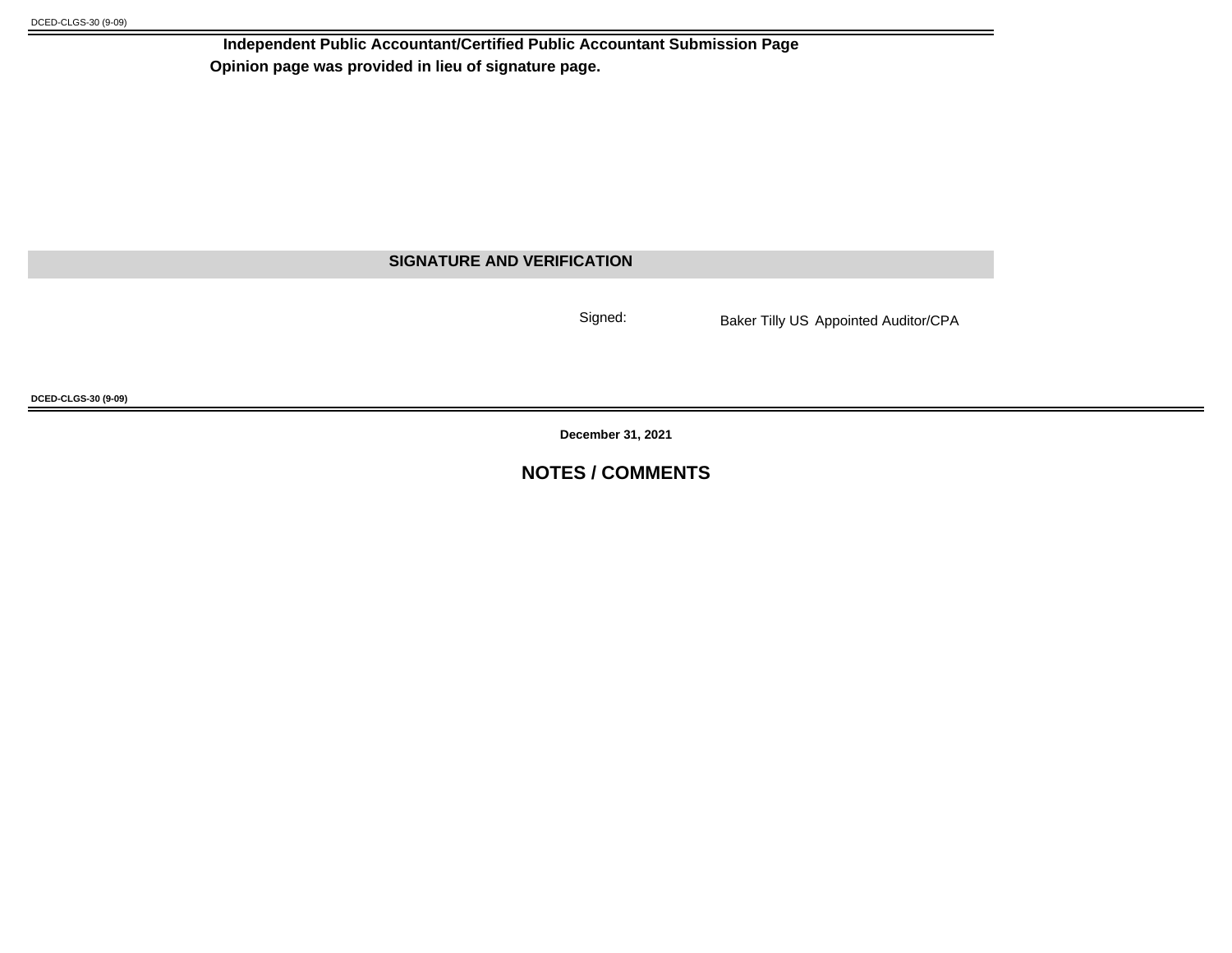**Independent Public Accountant/Certified Public Accountant Submission Page**

**Opinion page was provided in lieu of signature page.**

## SIGNATURE AND VERIFICATION

Signed: Baker Tilly US Appointed Auditor/CPA

DCED-CLGS-30 (9-09)

**December 31, 2021**

## NOTES / COMMENTS